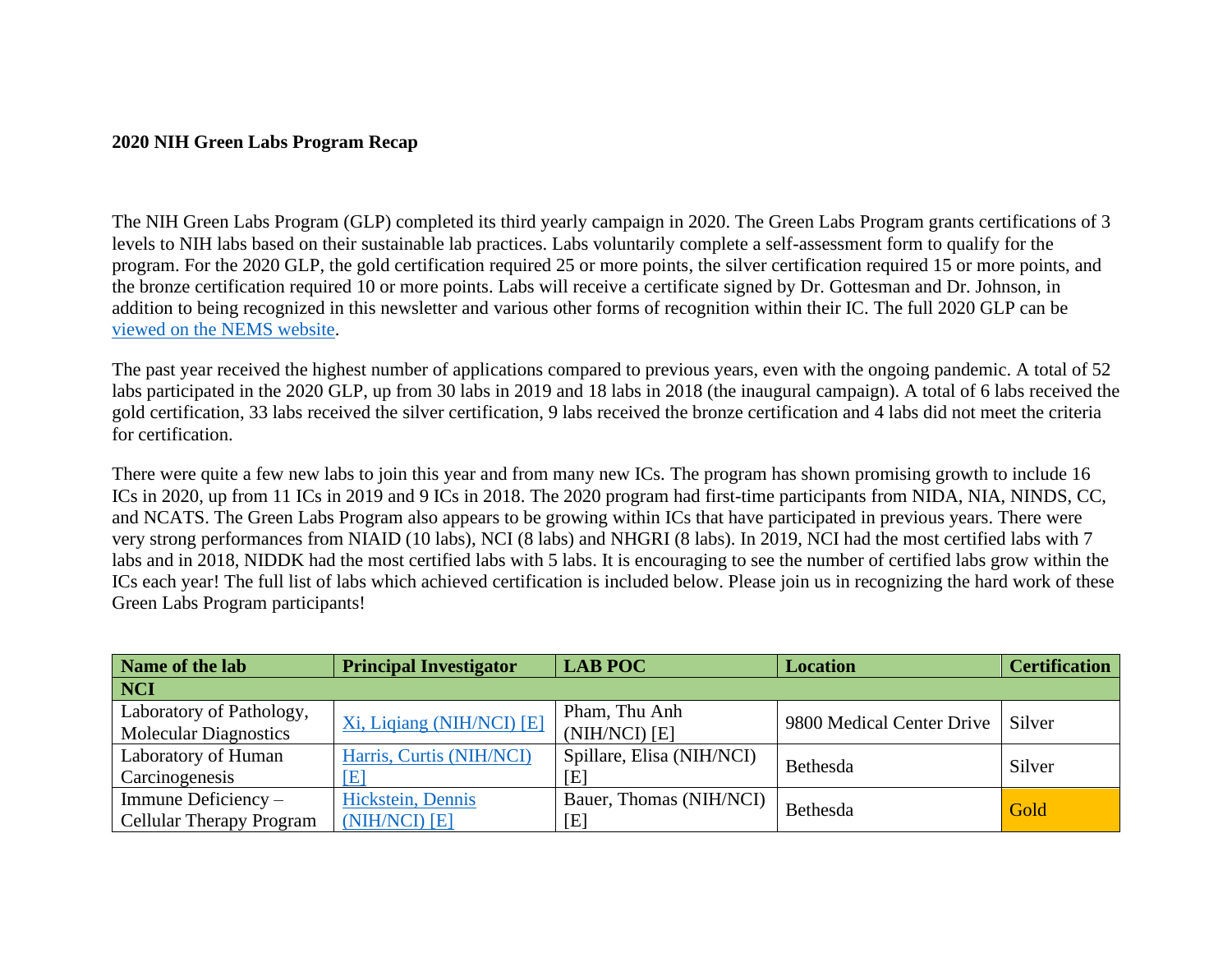**2020 NIH Green Labs Program Recap**

The NIH Green Labs Program (GLP) completed its third yearly campaign in 2020. The Green Labs Program grants certifications of 3 levels to NIH labs based on their sustainable lab practices. Labs voluntarily complete a self-assessment form to qualify for the program. For the 2020 GLP, the gold certification required 25 or more points, the silver certification required 15 or more points, and the bronze certification required 10 or more points. Labs will receive a certificate signed by Dr. Gottesman and Dr. Johnson, in addition to being recognized in this newsletter and various other forms of recognition within their IC. The full 2020 GLP can be viewed on the NEMS website.

The past year received the highest number of applications compared to previous years, even with the ongoing pandemic. A total of 52 labs participated in the 2020 GLP, up from 30 labs in 2019 and 18 labs in 2018 (the inaugural campaign). A total of 6 labs received the gold certification, 33 labs received the silver certification, 9 labs received the bronze certification and 4 labs did not meet the criteria for certification.

There were quite a few new labs to join this year and from many new ICs. The program has shown promising growth to include 16 ICs in 2020, up from 11 ICs in 2019 and 9 ICs in 2018. The 2020 program had first-time participants from NIDA, NIA, NINDS, CC, and NCATS. The Green Labs Program also appears to be growing within ICs that have participated in previous years. There were very strong performances from NIAID (10 labs), NCI (8 labs) and NHGRI (8 labs). In 2019, NCI had the most certified labs with 7 labs and in 2018, NIDDK had the most certified labs with 5 labs. It is encouraging to see the number of certified labs grow within the ICs each year! The full list of labs which achieved certification is included below. Please join us in recognizing the hard work of these Green Labs Program participants!

| Name of the lab | Principal Investigator | LAB POC | Location | Certification |
|---|---|---|---|---|
| **NCI** | | | | |
| Laboratory of Pathology, Molecular Diagnostics | Xi, Liqiang (NIH/NCI) [E] | Pham, Thu Anh (NIH/NCI) [E] | 9800 Medical Center Drive | Silver |
| Laboratory of Human Carcinogenesis | Harris, Curtis (NIH/NCI) [E] | Spillare, Elisa (NIH/NCI) [E] | Bethesda | Silver |
| Immune Deficiency – Cellular Therapy Program | Hickstein, Dennis (NIH/NCI) [E] | Bauer, Thomas (NIH/NCI) [E] | Bethesda | Gold |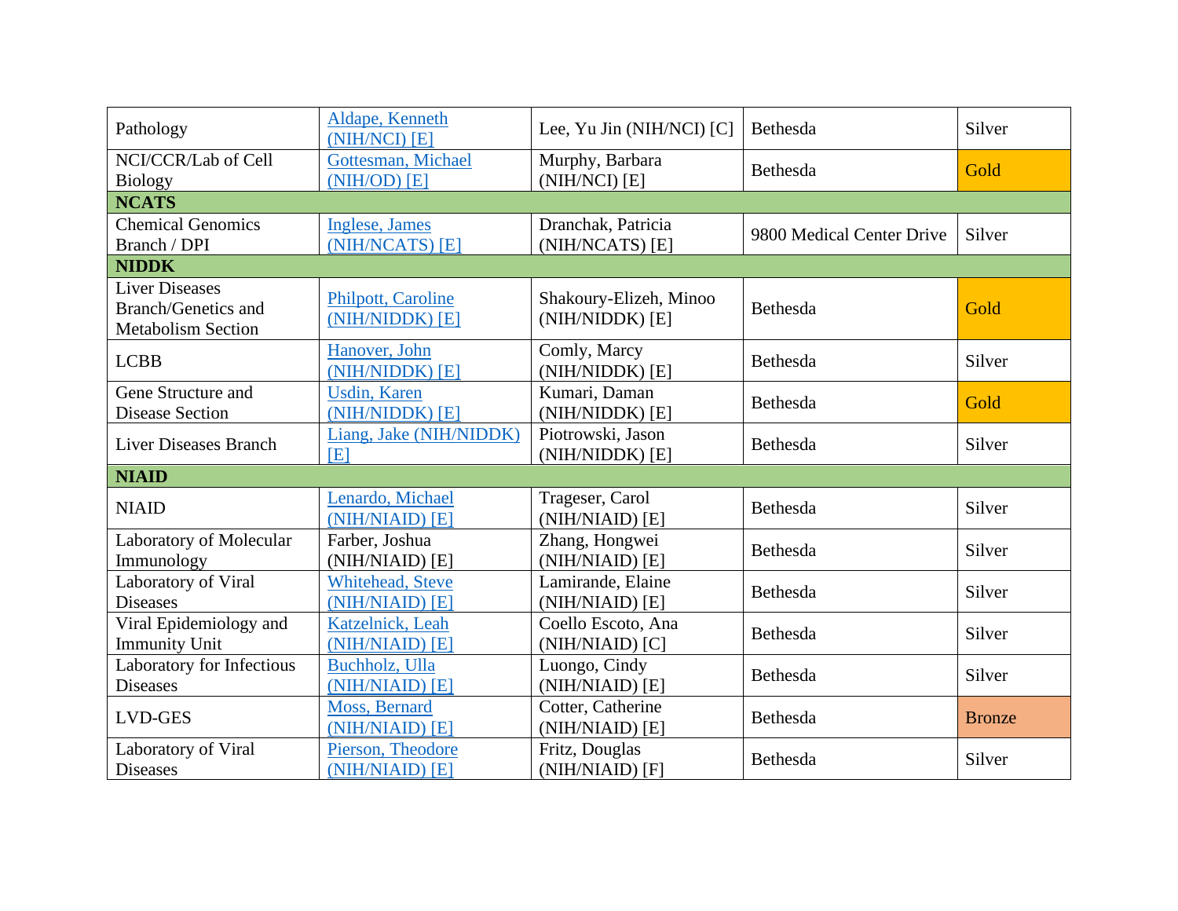| | | | | |
|---|---|---|---|---|
| Pathology | Aldape, Kenneth (NIH/NCI) [E] | Lee, Yu Jin (NIH/NCI) [C] | Bethesda | Silver |
| NCI/CCR/Lab of Cell Biology | Gottesman, Michael (NIH/OD) [E] | Murphy, Barbara (NIH/NCI) [E] | Bethesda | Gold |
| **NCATS** | | | | |
| Chemical Genomics Branch / DPI | Inglese, James (NIH/NCATS) [E] | Dranchak, Patricia (NIH/NCATS) [E] | 9800 Medical Center Drive | Silver |
| **NIDDK** | | | | |
| Liver Diseases Branch/Genetics and Metabolism Section | Philpott, Caroline (NIH/NIDDK) [E] | Shakoury-Elizeh, Minoo (NIH/NIDDK) [E] | Bethesda | Gold |
| LCBB | Hanover, John (NIH/NIDDK) [E] | Comly, Marcy (NIH/NIDDK) [E] | Bethesda | Silver |
| Gene Structure and Disease Section | Usdin, Karen (NIH/NIDDK) [E] | Kumari, Daman (NIH/NIDDK) [E] | Bethesda | Gold |
| Liver Diseases Branch | Liang, Jake (NIH/NIDDK) [E] | Piotrowski, Jason (NIH/NIDDK) [E] | Bethesda | Silver |
| **NIAID** | | | | |
| NIAID | Lenardo, Michael (NIH/NIAID) [E] | Trageser, Carol (NIH/NIAID) [E] | Bethesda | Silver |
| Laboratory of Molecular Immunology | Farber, Joshua (NIH/NIAID) [E] | Zhang, Hongwei (NIH/NIAID) [E] | Bethesda | Silver |
| Laboratory of Viral Diseases | Whitehead, Steve (NIH/NIAID) [E] | Lamirande, Elaine (NIH/NIAID) [E] | Bethesda | Silver |
| Viral Epidemiology and Immunity Unit | Katzelnick, Leah (NIH/NIAID) [E] | Coello Escoto, Ana (NIH/NIAID) [C] | Bethesda | Silver |
| Laboratory for Infectious Diseases | Buchholz, Ulla (NIH/NIAID) [E] | Luongo, Cindy (NIH/NIAID) [E] | Bethesda | Silver |
| LVD-GES | Moss, Bernard (NIH/NIAID) [E] | Cotter, Catherine (NIH/NIAID) [E] | Bethesda | Bronze |
| Laboratory of Viral Diseases | Pierson, Theodore (NIH/NIAID) [E] | Fritz, Douglas (NIH/NIAID) [F] | Bethesda | Silver |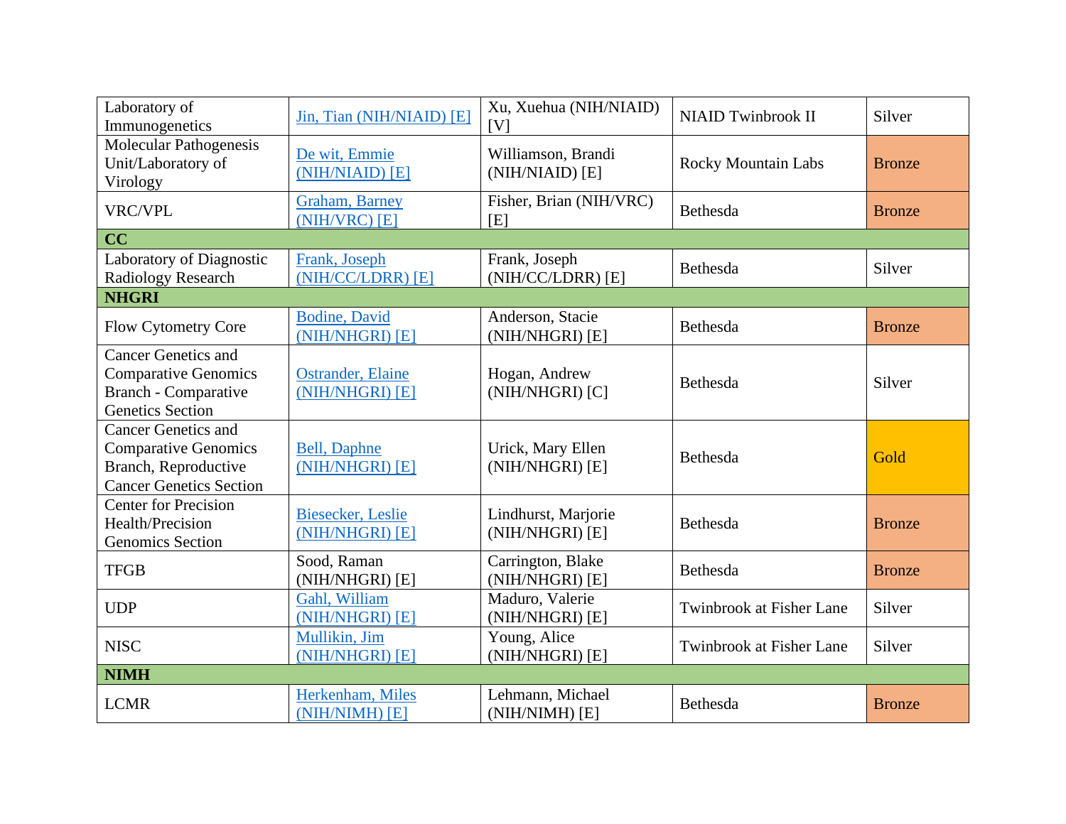| | | | | |
|---|---|---|---|---|
| Laboratory of Immunogenetics | Jin, Tian (NIH/NIAID) [E] | Xu, Xuehua (NIH/NIAID) [V] | NIAID Twinbrook II | Silver |
| Molecular Pathogenesis Unit/Laboratory of Virology | De wit, Emmie (NIH/NIAID) [E] | Williamson, Brandi (NIH/NIAID) [E] | Rocky Mountain Labs | Bronze |
| VRC/VPL | Graham, Barney (NIH/VRC) [E] | Fisher, Brian (NIH/VRC) [E] | Bethesda | Bronze |
| **CC** | | | | |
| Laboratory of Diagnostic Radiology Research | Frank, Joseph (NIH/CC/LDRR) [E] | Frank, Joseph (NIH/CC/LDRR) [E] | Bethesda | Silver |
| **NHGRI** | | | | |
| Flow Cytometry Core | Bodine, David (NIH/NHGRI) [E] | Anderson, Stacie (NIH/NHGRI) [E] | Bethesda | Bronze |
| Cancer Genetics and Comparative Genomics Branch - Comparative Genetics Section | Ostrander, Elaine (NIH/NHGRI) [E] | Hogan, Andrew (NIH/NHGRI) [C] | Bethesda | Silver |
| Cancer Genetics and Comparative Genomics Branch, Reproductive Cancer Genetics Section | Bell, Daphne (NIH/NHGRI) [E] | Urick, Mary Ellen (NIH/NHGRI) [E] | Bethesda | Gold |
| Center for Precision Health/Precision Genomics Section | Biesecker, Leslie (NIH/NHGRI) [E] | Lindhurst, Marjorie (NIH/NHGRI) [E] | Bethesda | Bronze |
| TFGB | Sood, Raman (NIH/NHGRI) [E] | Carrington, Blake (NIH/NHGRI) [E] | Bethesda | Bronze |
| UDP | Gahl, William (NIH/NHGRI) [E] | Maduro, Valerie (NIH/NHGRI) [E] | Twinbrook at Fisher Lane | Silver |
| NISC | Mullikin, Jim (NIH/NHGRI) [E] | Young, Alice (NIH/NHGRI) [E] | Twinbrook at Fisher Lane | Silver |
| **NIMH** | | | | |
| LCMR | Herkenham, Miles (NIH/NIMH) [E] | Lehmann, Michael (NIH/NIMH) [E] | Bethesda | Bronze |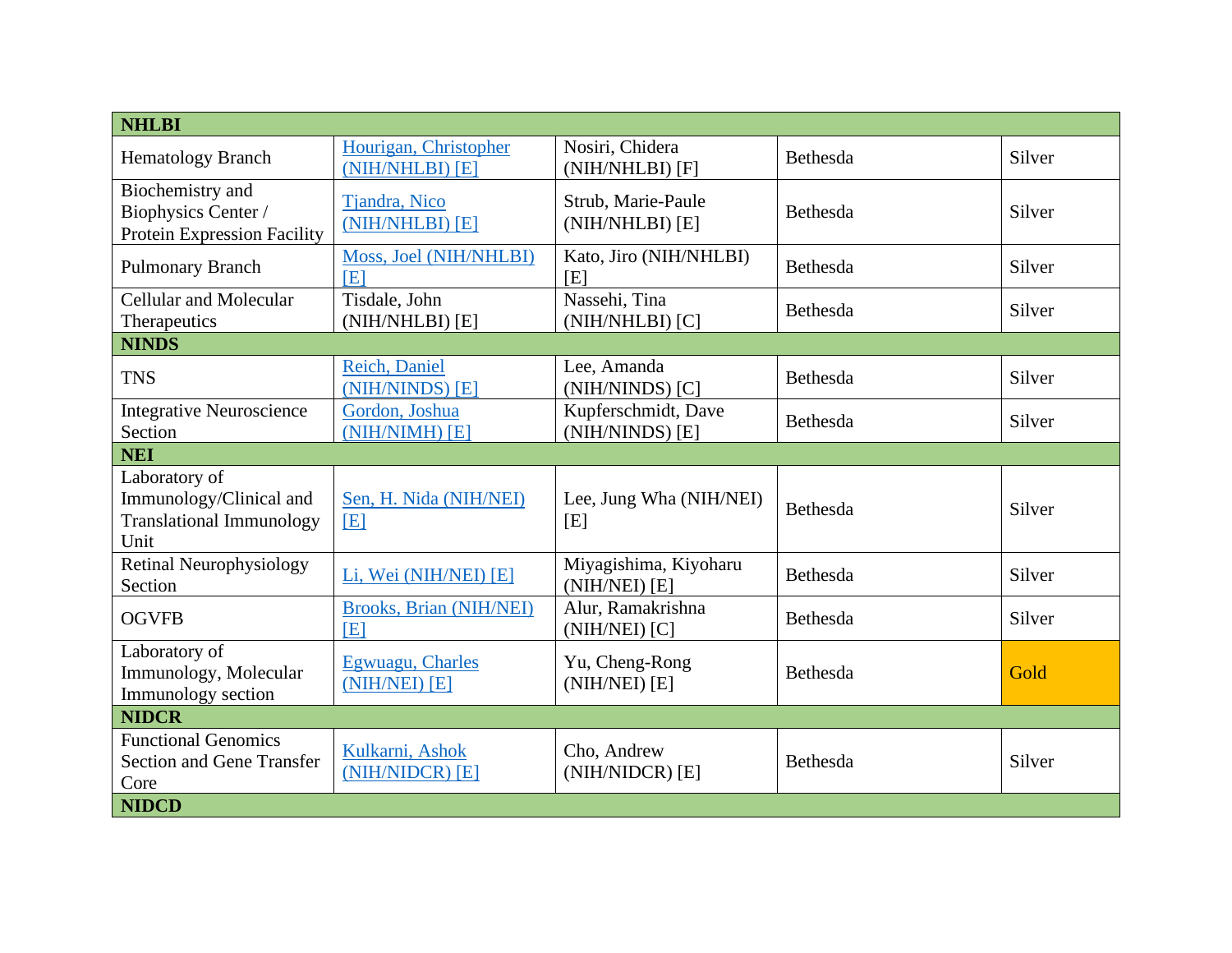| | | | | |
|---|---|---|---|---|
| **NHLBI** | | | | |
| Hematology Branch | Hourigan, Christopher (NIH/NHLBI) [E] | Nosiri, Chidera (NIH/NHLBI) [F] | Bethesda | Silver |
| Biochemistry and Biophysics Center / Protein Expression Facility | Tjandra, Nico (NIH/NHLBI) [E] | Strub, Marie-Paule (NIH/NHLBI) [E] | Bethesda | Silver |
| Pulmonary Branch | Moss, Joel (NIH/NHLBI) [E] | Kato, Jiro (NIH/NHLBI) [E] | Bethesda | Silver |
| Cellular and Molecular Therapeutics | Tisdale, John (NIH/NHLBI) [E] | Nassehi, Tina (NIH/NHLBI) [C] | Bethesda | Silver |
| **NINDS** | | | | |
| TNS | Reich, Daniel (NIH/NINDS) [E] | Lee, Amanda (NIH/NINDS) [C] | Bethesda | Silver |
| Integrative Neuroscience Section | Gordon, Joshua (NIH/NIMH) [E] | Kupferschmidt, Dave (NIH/NINDS) [E] | Bethesda | Silver |
| **NEI** | | | | |
| Laboratory of Immunology/Clinical and Translational Immunology Unit | Sen, H. Nida (NIH/NEI) [E] | Lee, Jung Wha (NIH/NEI) [E] | Bethesda | Silver |
| Retinal Neurophysiology Section | Li, Wei (NIH/NEI) [E] | Miyagishima, Kiyoharu (NIH/NEI) [E] | Bethesda | Silver |
| OGVFB | Brooks, Brian (NIH/NEI) [E] | Alur, Ramakrishna (NIH/NEI) [C] | Bethesda | Silver |
| Laboratory of Immunology, Molecular Immunology section | Egwuagu, Charles (NIH/NEI) [E] | Yu, Cheng-Rong (NIH/NEI) [E] | Bethesda | Gold |
| **NIDCR** | | | | |
| Functional Genomics Section and Gene Transfer Core | Kulkarni, Ashok (NIH/NIDCR) [E] | Cho, Andrew (NIH/NIDCR) [E] | Bethesda | Silver |
| **NIDCD** | | | | |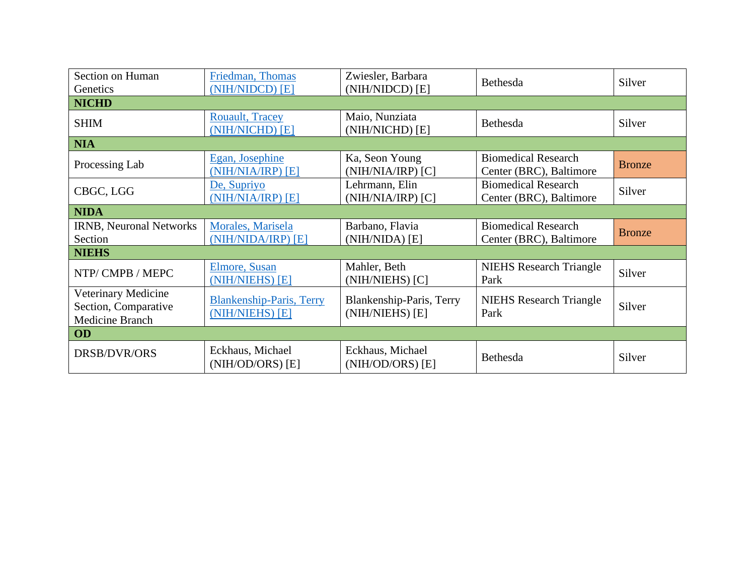| | | | | |
|---|---|---|---|---|
| Section on Human Genetics | Friedman, Thomas (NIH/NIDCD) [E] | Zwiesler, Barbara (NIH/NIDCD) [E] | Bethesda | Silver |
| **NICHD** | | | | |
| SHIM | Rouault, Tracey (NIH/NICHD) [E] | Maio, Nunziata (NIH/NICHD) [E] | Bethesda | Silver |
| **NIA** | | | | |
| Processing Lab | Egan, Josephine (NIH/NIA/IRP) [E] | Ka, Seon Young (NIH/NIA/IRP) [C] | Biomedical Research Center (BRC), Baltimore | Bronze |
| CBGC, LGG | De, Supriyo (NIH/NIA/IRP) [E] | Lehrmann, Elin (NIH/NIA/IRP) [C] | Biomedical Research Center (BRC), Baltimore | Silver |
| **NIDA** | | | | |
| IRNB, Neuronal Networks Section | Morales, Marisela (NIH/NIDA/IRP) [E] | Barbano, Flavia (NIH/NIDA) [E] | Biomedical Research Center (BRC), Baltimore | Bronze |
| **NIEHS** | | | | |
| NTP/ CMPB / MEPC | Elmore, Susan (NIH/NIEHS) [E] | Mahler, Beth (NIH/NIEHS) [C] | NIEHS Research Triangle Park | Silver |
| Veterinary Medicine Section, Comparative Medicine Branch | Blankenship-Paris, Terry (NIH/NIEHS) [E] | Blankenship-Paris, Terry (NIH/NIEHS) [E] | NIEHS Research Triangle Park | Silver |
| **OD** | | | | |
| DRSB/DVR/ORS | Eckhaus, Michael (NIH/OD/ORS) [E] | Eckhaus, Michael (NIH/OD/ORS) [E] | Bethesda | Silver |